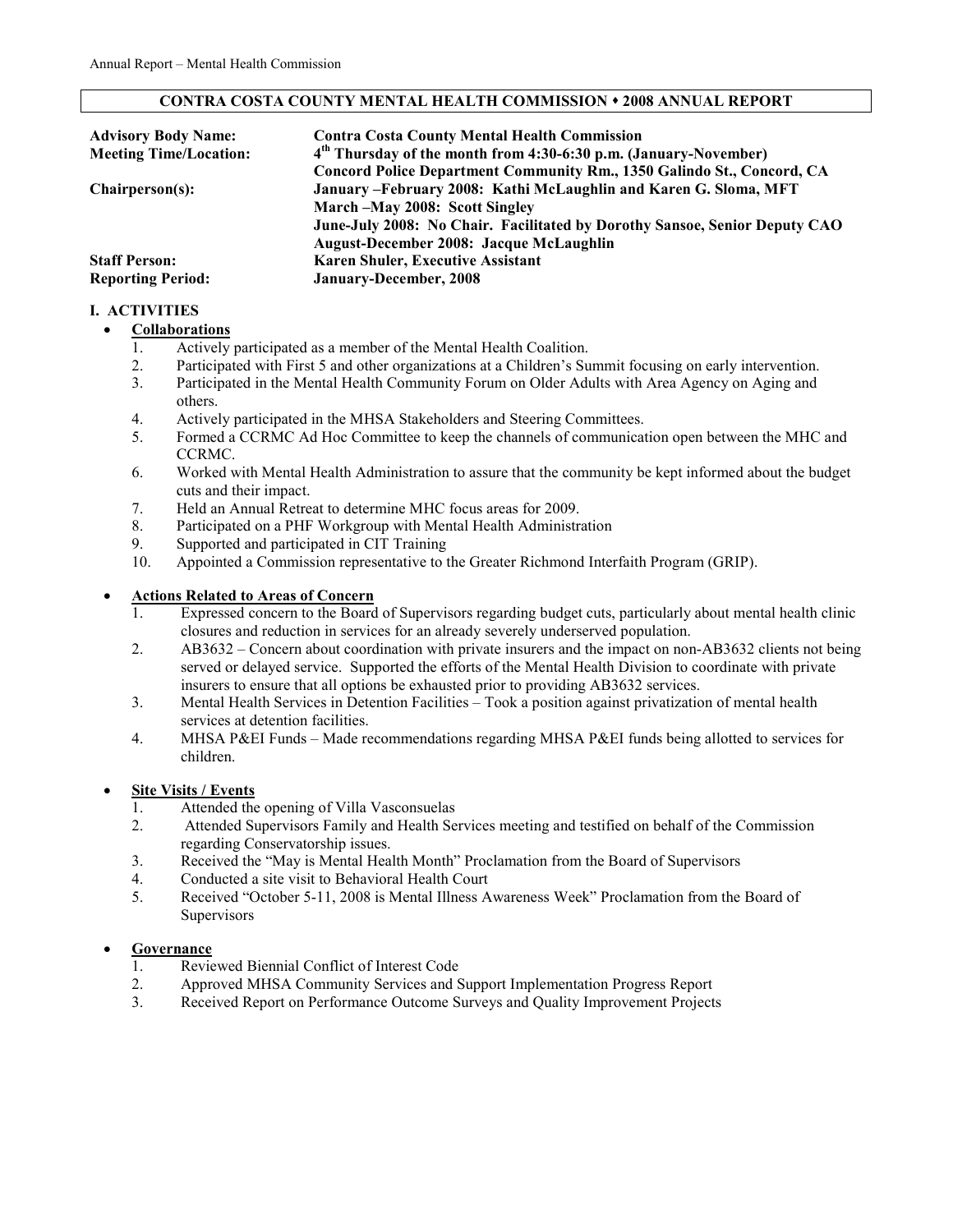## CONTRA COSTA COUNTY MENTAL HEALTH COMMISSION ⬩ 2008 ANNUAL REPORT

| | |
|---|---|
| **Advisory Body Name:** | **Contra Costa County Mental Health Commission** |
| **Meeting Time/Location:** | **4th Thursday of the month from 4:30-6:30 p.m. (January-November)** |
| | **Concord Police Department Community Rm., 1350 Galindo St., Concord, CA** |
| **Chairperson(s):** | **January –February 2008: Kathi McLaughlin and Karen G. Sloma, MFT** |
| | **March –May 2008: Scott Singley** |
| | **June-July 2008: No Chair. Facilitated by Dorothy Sansoe, Senior Deputy CAO** |
| | **August-December 2008: Jacque McLaughlin** |
| **Staff Person:** | **Karen Shuler, Executive Assistant** |
| **Reporting Period:** | **January-December, 2008** |

### I. ACTIVITIES

- **Collaborations**
  1. Actively participated as a member of the Mental Health Coalition.
  2. Participated with First 5 and other organizations at a Children's Summit focusing on early intervention.
  3. Participated in the Mental Health Community Forum on Older Adults with Area Agency on Aging and others.
  4. Actively participated in the MHSA Stakeholders and Steering Committees.
  5. Formed a CCRMC Ad Hoc Committee to keep the channels of communication open between the MHC and CCRMC.
  6. Worked with Mental Health Administration to assure that the community be kept informed about the budget cuts and their impact.
  7. Held an Annual Retreat to determine MHC focus areas for 2009.
  8. Participated on a PHF Workgroup with Mental Health Administration
  9. Supported and participated in CIT Training
  10. Appointed a Commission representative to the Greater Richmond Interfaith Program (GRIP).

- **Actions Related to Areas of Concern**
  1. Expressed concern to the Board of Supervisors regarding budget cuts, particularly about mental health clinic closures and reduction in services for an already severely underserved population.
  2. AB3632 – Concern about coordination with private insurers and the impact on non-AB3632 clients not being served or delayed service. Supported the efforts of the Mental Health Division to coordinate with private insurers to ensure that all options be exhausted prior to providing AB3632 services.
  3. Mental Health Services in Detention Facilities – Took a position against privatization of mental health services at detention facilities.
  4. MHSA P&EI Funds – Made recommendations regarding MHSA P&EI funds being allotted to services for children.

- **Site Visits / Events**
  1. Attended the opening of Villa Vasconsuelas
  2. Attended Supervisors Family and Health Services meeting and testified on behalf of the Commission regarding Conservatorship issues.
  3. Received the "May is Mental Health Month" Proclamation from the Board of Supervisors
  4. Conducted a site visit to Behavioral Health Court
  5. Received "October 5-11, 2008 is Mental Illness Awareness Week" Proclamation from the Board of Supervisors

- **Governance**
  1. Reviewed Biennial Conflict of Interest Code
  2. Approved MHSA Community Services and Support Implementation Progress Report
  3. Received Report on Performance Outcome Surveys and Quality Improvement Projects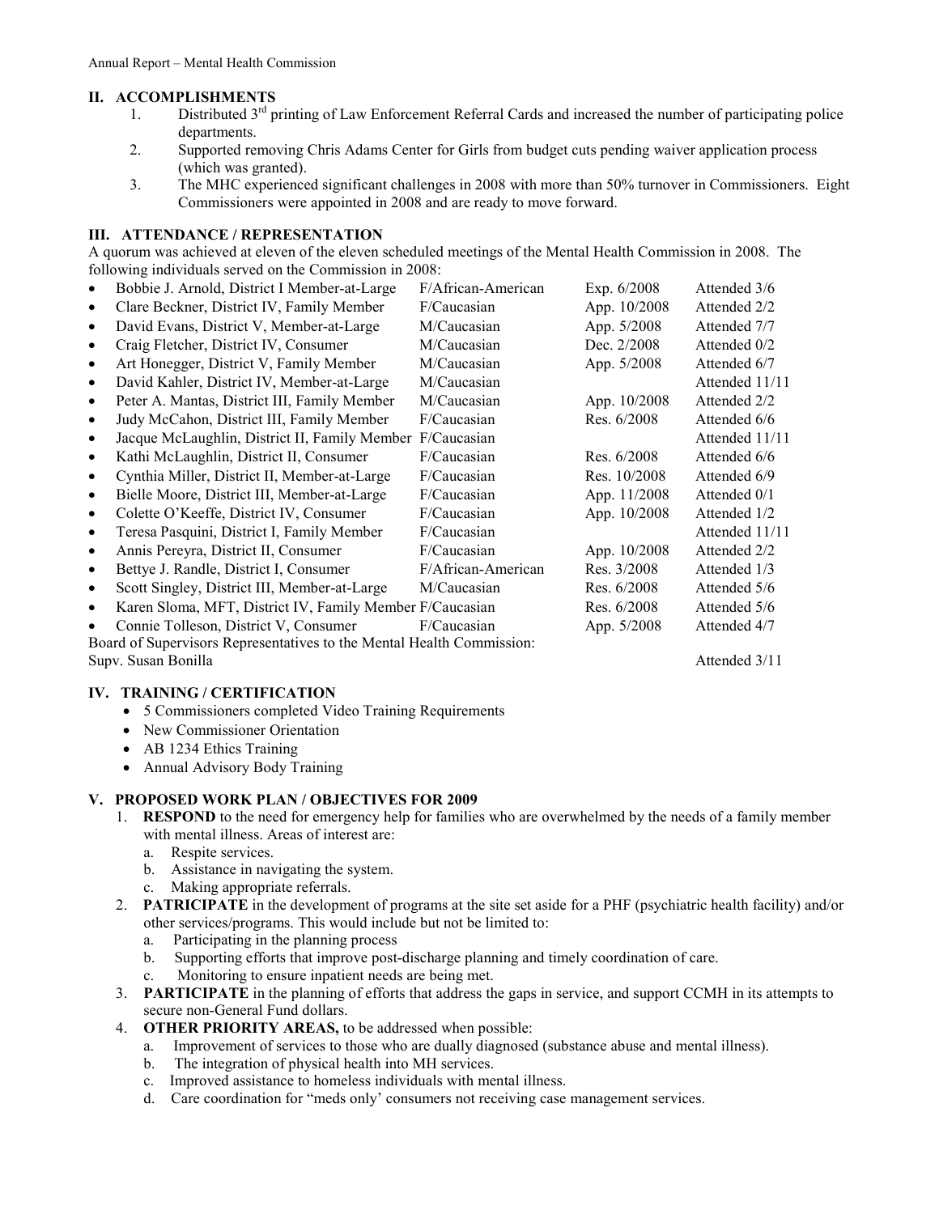## II. ACCOMPLISHMENTS

1. Distributed 3rd printing of Law Enforcement Referral Cards and increased the number of participating police departments.
2. Supported removing Chris Adams Center for Girls from budget cuts pending waiver application process (which was granted).
3. The MHC experienced significant challenges in 2008 with more than 50% turnover in Commissioners. Eight Commissioners were appointed in 2008 and are ready to move forward.

## III. ATTENDANCE / REPRESENTATION

A quorum was achieved at eleven of the eleven scheduled meetings of the Mental Health Commission in 2008. The following individuals served on the Commission in 2008:

| | | | |
|---|---|---|---|
| • Bobbie J. Arnold, District I Member-at-Large | F/African-American | Exp. 6/2008 | Attended 3/6 |
| • Clare Beckner, District IV, Family Member | F/Caucasian | App. 10/2008 | Attended 2/2 |
| • David Evans, District V, Member-at-Large | M/Caucasian | App. 5/2008 | Attended 7/7 |
| • Craig Fletcher, District IV, Consumer | M/Caucasian | Dec. 2/2008 | Attended 0/2 |
| • Art Honegger, District V, Family Member | M/Caucasian | App. 5/2008 | Attended 6/7 |
| • David Kahler, District IV, Member-at-Large | M/Caucasian | | Attended 11/11 |
| • Peter A. Mantas, District III, Family Member | M/Caucasian | App. 10/2008 | Attended 2/2 |
| • Judy McCahon, District III, Family Member | F/Caucasian | Res. 6/2008 | Attended 6/6 |
| • Jacque McLaughlin, District II, Family Member | F/Caucasian | | Attended 11/11 |
| • Kathi McLaughlin, District II, Consumer | F/Caucasian | Res. 6/2008 | Attended 6/6 |
| • Cynthia Miller, District II, Member-at-Large | F/Caucasian | Res. 10/2008 | Attended 6/9 |
| • Bielle Moore, District III, Member-at-Large | F/Caucasian | App. 11/2008 | Attended 0/1 |
| • Colette O'Keeffe, District IV, Consumer | F/Caucasian | App. 10/2008 | Attended 1/2 |
| • Teresa Pasquini, District I, Family Member | F/Caucasian | | Attended 11/11 |
| • Annis Pereyra, District II, Consumer | F/Caucasian | App. 10/2008 | Attended 2/2 |
| • Bettye J. Randle, District I, Consumer | F/African-American | Res. 3/2008 | Attended 1/3 |
| • Scott Singley, District III, Member-at-Large | M/Caucasian | Res. 6/2008 | Attended 5/6 |
| • Karen Sloma, MFT, District IV, Family Member | F/Caucasian | Res. 6/2008 | Attended 5/6 |
| • Connie Tolleson, District V, Consumer | F/Caucasian | App. 5/2008 | Attended 4/7 |

Board of Supervisors Representatives to the Mental Health Commission:

Supv. Susan Bonilla — Attended 3/11

## IV. TRAINING / CERTIFICATION

- 5 Commissioners completed Video Training Requirements
- New Commissioner Orientation
- AB 1234 Ethics Training
- Annual Advisory Body Training

## V. PROPOSED WORK PLAN / OBJECTIVES FOR 2009

1. **RESPOND** to the need for emergency help for families who are overwhelmed by the needs of a family member with mental illness. Areas of interest are:
   a. Respite services.
   b. Assistance in navigating the system.
   c. Making appropriate referrals.
2. **PATRICIPATE** in the development of programs at the site set aside for a PHF (psychiatric health facility) and/or other services/programs. This would include but not be limited to:
   a. Participating in the planning process
   b. Supporting efforts that improve post-discharge planning and timely coordination of care.
   c. Monitoring to ensure inpatient needs are being met.
3. **PARTICIPATE** in the planning of efforts that address the gaps in service, and support CCMH in its attempts to secure non-General Fund dollars.
4. **OTHER PRIORITY AREAS,** to be addressed when possible:
   a. Improvement of services to those who are dually diagnosed (substance abuse and mental illness).
   b. The integration of physical health into MH services.
   c. Improved assistance to homeless individuals with mental illness.
   d. Care coordination for "meds only' consumers not receiving case management services.